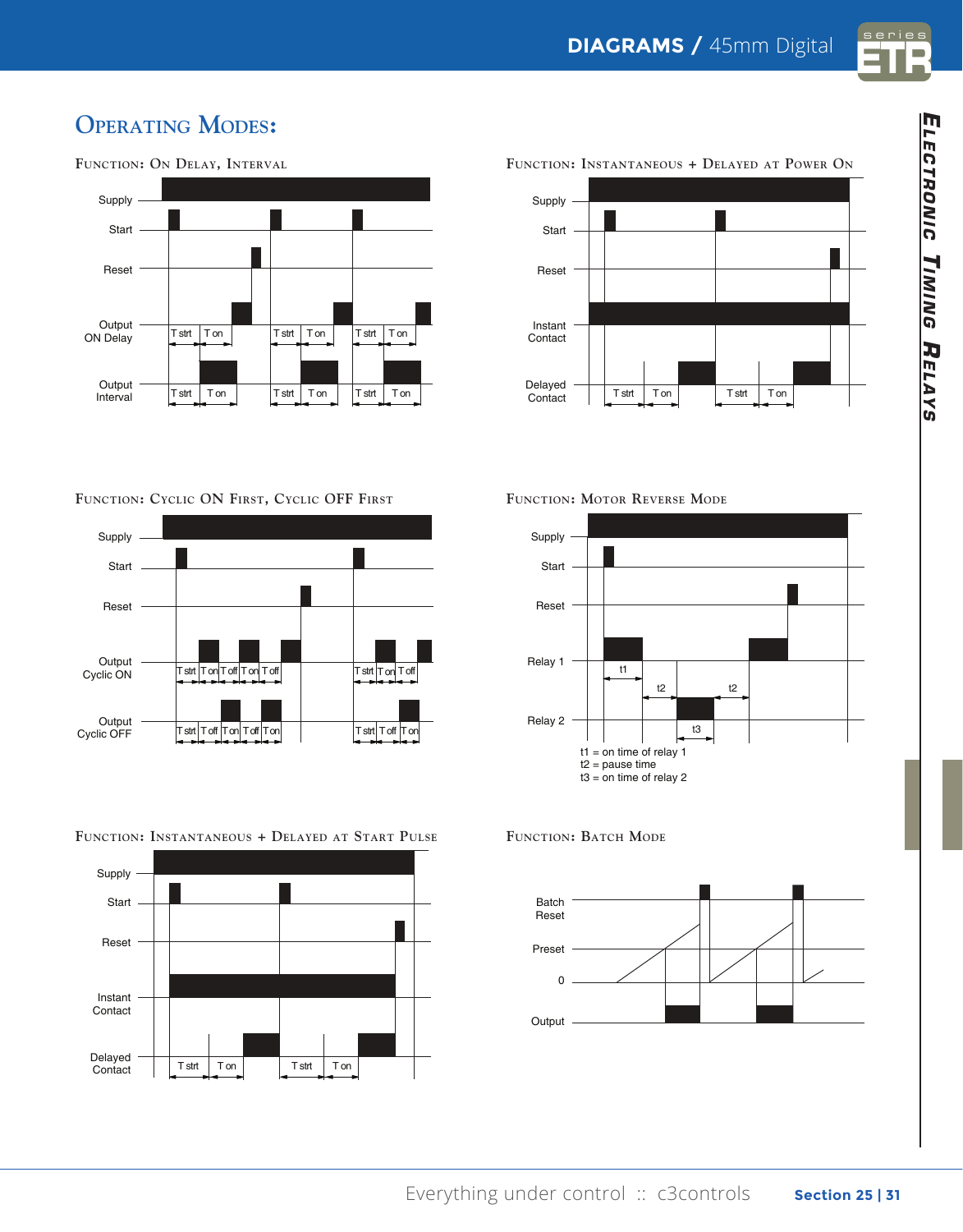## Operating Modes:

### Function: On Delay, Interval

Supply

Start

Reset

Output ON Delay

T strt | T on | T strt | T on | T strt | T on

Output Interval

T strt | T on | T strt | T on | T strt | T on

### Function: Instantaneous + Delayed at Power On

Supply

Start

Reset

Instant Contact

Delayed Contact

T strt | T on | T strt | T on

### Function: Cyclic ON First, Cyclic OFF First

Supply

Start

Reset

Output Cyclic ON

T strt | T on | T off | T on | T off | T strt | T on | T off

Output Cyclic OFF

T strt | T off | T on | T off | T on | T strt | T off | T on

### Function: Motor Reverse Mode

Supply

Start

Reset

Relay 1

t1 | t2 | t2

Relay 2

t3

t1 = on time of relay 1
t2 = pause time
t3 = on time of relay 2

### Function: Instantaneous + Delayed at Start Pulse

Supply

Start

Reset

Instant Contact

Delayed Contact

T strt | T on | T strt | T on

### Function: Batch Mode

Batch Reset

Preset

0

Output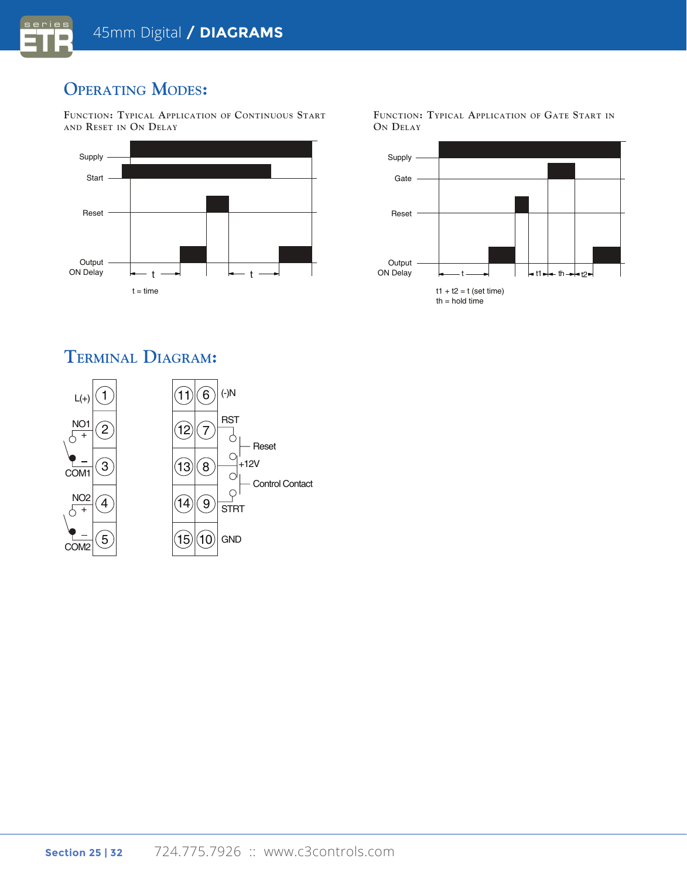## Operating Modes:

Function: Typical Application of Continuous Start and Reset in On Delay

Supply

Start

Reset

Output
ON Delay

t

t

t = time

Function: Typical Application of Gate Start in On Delay

Supply

Gate

Reset

Output
ON Delay

t

t1

th

t2

t1 + t2 = t (set time)
th = hold time

## Terminal Diagram:

L(+) 1

NO1 2

COM1 3

NO2 4

COM2 5

11 6 (-)N

12 7 RST

13 8 +12V

14 9 STRT

15 10 GND

Reset

Control Contact